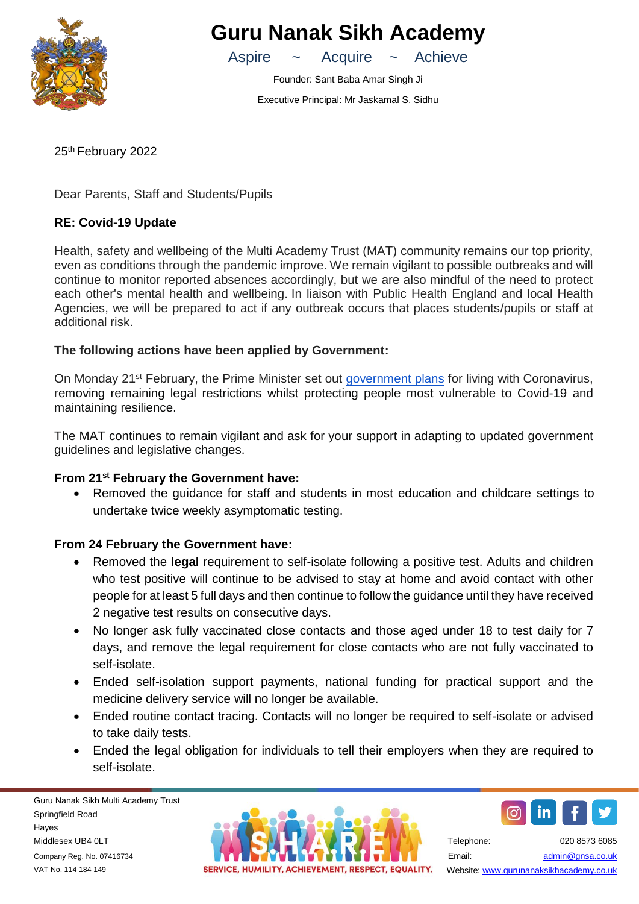# Guru Nanak Sikh Academy

Aspire ~ Acquire ~ Achieve

Founder: Sant Baba Amar Singh Ji

Executive Principal: Mr Jaskamal S. Sidhu

25th February 2022

Dear Parents, Staff and Students/Pupils

**RE: Covid-19 Update**

Health, safety and wellbeing of the Multi Academy Trust (MAT) community remains our top priority, even as conditions through the pandemic improve. We remain vigilant to possible outbreaks and will continue to monitor reported absences accordingly, but we are also mindful of the need to protect each other's mental health and wellbeing. In liaison with Public Health England and local Health Agencies, we will be prepared to act if any outbreak occurs that places students/pupils or staff at additional risk.

**The following actions have been applied by Government:**

On Monday 21st February, the Prime Minister set out government plans for living with Coronavirus, removing remaining legal restrictions whilst protecting people most vulnerable to Covid-19 and maintaining resilience.

The MAT continues to remain vigilant and ask for your support in adapting to updated government guidelines and legislative changes.

**From 21st February the Government have:**

- Removed the guidance for staff and students in most education and childcare settings to undertake twice weekly asymptomatic testing.

**From 24 February the Government have:**

- Removed the **legal** requirement to self-isolate following a positive test. Adults and children who test positive will continue to be advised to stay at home and avoid contact with other people for at least 5 full days and then continue to follow the guidance until they have received 2 negative test results on consecutive days.
- No longer ask fully vaccinated close contacts and those aged under 18 to test daily for 7 days, and remove the legal requirement for close contacts who are not fully vaccinated to self-isolate.
- Ended self-isolation support payments, national funding for practical support and the medicine delivery service will no longer be available.
- Ended routine contact tracing. Contacts will no longer be required to self-isolate or advised to take daily tests.
- Ended the legal obligation for individuals to tell their employers when they are required to self-isolate.

Guru Nanak Sikh Multi Academy Trust
Springfield Road
Hayes
Middlesex UB4 0LT
Company Reg. No. 07416734
VAT No. 114 184 149

SERVICE, HUMILITY, ACHIEVEMENT, RESPECT, EQUALITY.

Telephone: 020 8573 6085
Email: admin@gnsa.co.uk
Website: www.gurunanaksikhacademy.co.uk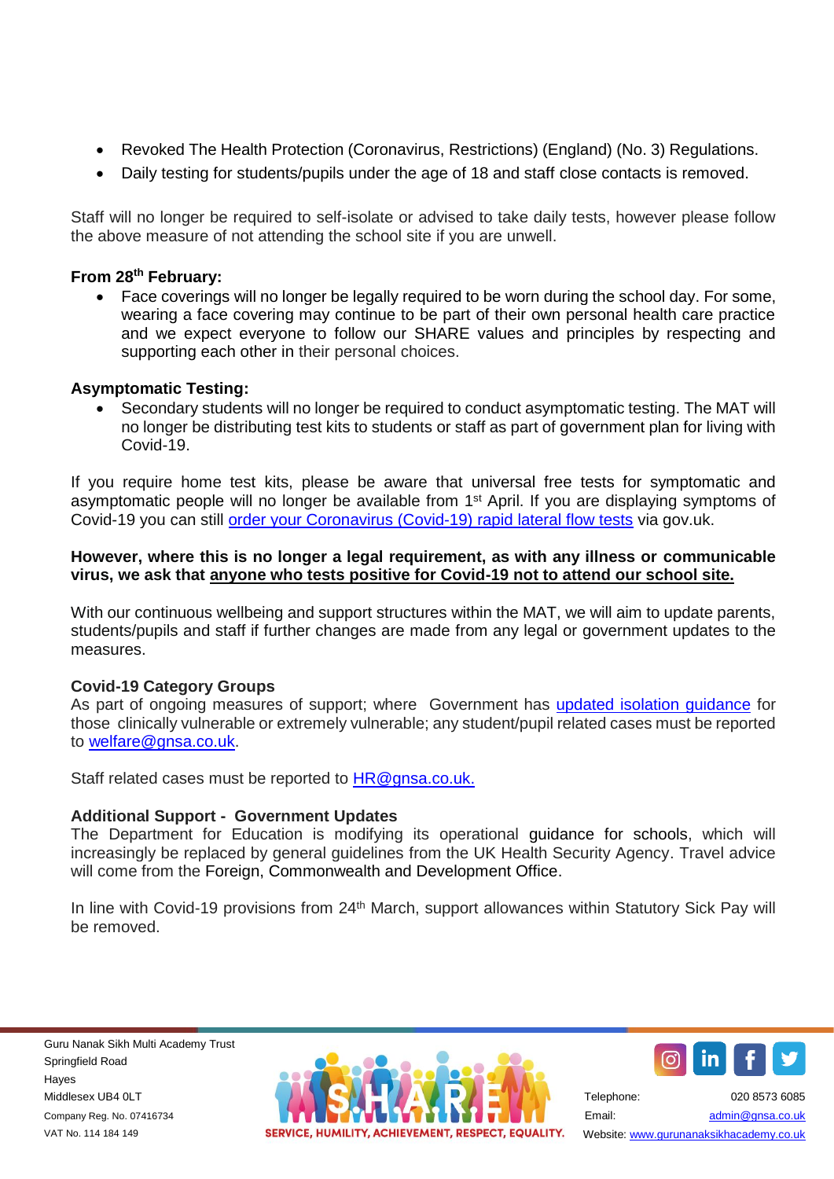- Revoked The Health Protection (Coronavirus, Restrictions) (England) (No. 3) Regulations.
- Daily testing for students/pupils under the age of 18 and staff close contacts is removed.

Staff will no longer be required to self-isolate or advised to take daily tests, however please follow the above measure of not attending the school site if you are unwell.

**From 28th February:**

- Face coverings will no longer be legally required to be worn during the school day. For some, wearing a face covering may continue to be part of their own personal health care practice and we expect everyone to follow our SHARE values and principles by respecting and supporting each other in their personal choices.

**Asymptomatic Testing:**

- Secondary students will no longer be required to conduct asymptomatic testing. The MAT will no longer be distributing test kits to students or staff as part of government plan for living with Covid-19.

If you require home test kits, please be aware that universal free tests for symptomatic and asymptomatic people will no longer be available from 1st April. If you are displaying symptoms of Covid-19 you can still [order your Coronavirus (Covid-19) rapid lateral flow tests] via gov.uk.

**However, where this is no longer a legal requirement, as with any illness or communicable virus, we ask that anyone who tests positive for Covid-19 not to attend our school site.**

With our continuous wellbeing and support structures within the MAT, we will aim to update parents, students/pupils and staff if further changes are made from any legal or government updates to the measures.

**Covid-19 Category Groups**

As part of ongoing measures of support; where Government has [updated isolation guidance] for those clinically vulnerable or extremely vulnerable; any student/pupil related cases must be reported to welfare@gnsa.co.uk.

Staff related cases must be reported to HR@gnsa.co.uk.

**Additional Support - Government Updates**

The Department for Education is modifying its operational guidance for schools, which will increasingly be replaced by general guidelines from the UK Health Security Agency. Travel advice will come from the Foreign, Commonwealth and Development Office.

In line with Covid-19 provisions from 24th March, support allowances within Statutory Sick Pay will be removed.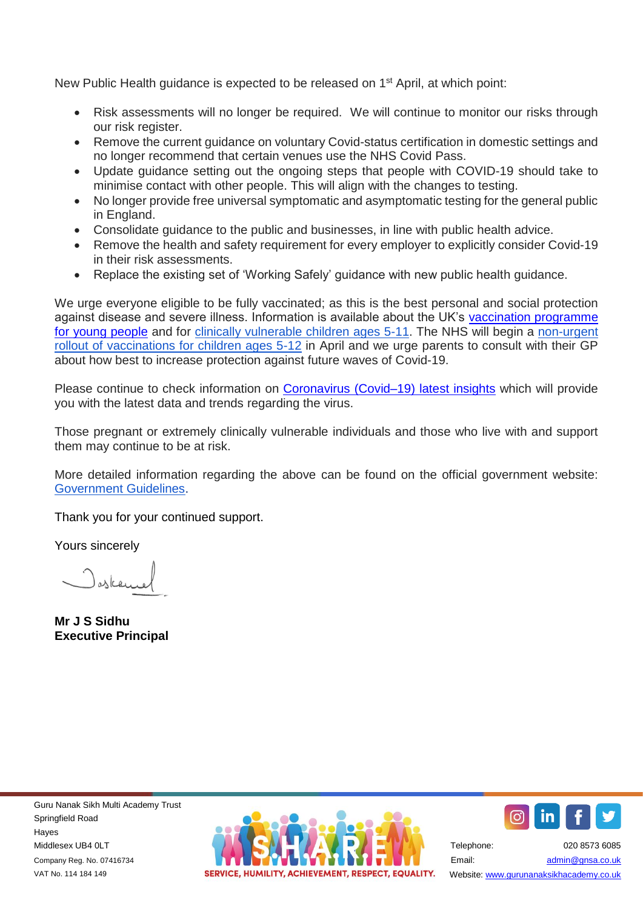New Public Health guidance is expected to be released on 1st April, at which point:

- Risk assessments will no longer be required. We will continue to monitor our risks through our risk register.
- Remove the current guidance on voluntary Covid-status certification in domestic settings and no longer recommend that certain venues use the NHS Covid Pass.
- Update guidance setting out the ongoing steps that people with COVID-19 should take to minimise contact with other people. This will align with the changes to testing.
- No longer provide free universal symptomatic and asymptomatic testing for the general public in England.
- Consolidate guidance to the public and businesses, in line with public health advice.
- Remove the health and safety requirement for every employer to explicitly consider Covid-19 in their risk assessments.
- Replace the existing set of 'Working Safely' guidance with new public health guidance.

We urge everyone eligible to be fully vaccinated; as this is the best personal and social protection against disease and severe illness. Information is available about the UK's vaccination programme for young people and for clinically vulnerable children ages 5-11. The NHS will begin a non-urgent rollout of vaccinations for children ages 5-12 in April and we urge parents to consult with their GP about how best to increase protection against future waves of Covid-19.

Please continue to check information on Coronavirus (Covid–19) latest insights which will provide you with the latest data and trends regarding the virus.

Those pregnant or extremely clinically vulnerable individuals and those who live with and support them may continue to be at risk.

More detailed information regarding the above can be found on the official government website: Government Guidelines.

Thank you for your continued support.

Yours sincerely

**Mr J S Sidhu**
**Executive Principal**

Guru Nanak Sikh Multi Academy Trust
Springfield Road
Hayes
Middlesex UB4 0LT
Company Reg. No. 07416734
VAT No. 114 184 149

SERVICE, HUMILITY, ACHIEVEMENT, RESPECT, EQUALITY.

Telephone: 020 8573 6085
Email: admin@gnsa.co.uk
Website: www.gurunanaksikhacademy.co.uk